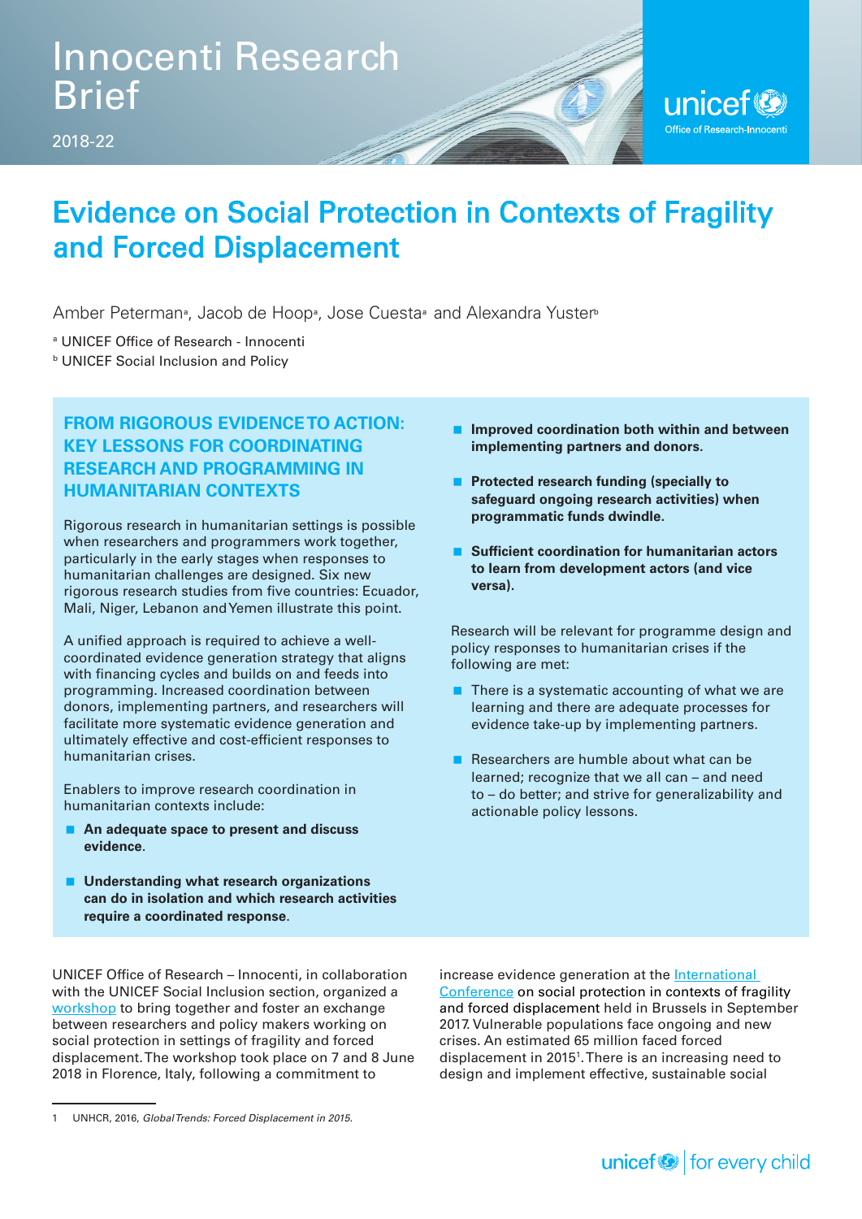Innocenti Research Brief

2018-22

# Evidence on Social Protection in Contexts of Fragility and Forced Displacement

Amber Peterman[a], Jacob de Hoop[a], Jose Cuesta[a] and Alexandra Yuster[b]

[a] UNICEF Office of Research - Innocenti
[b] UNICEF Social Inclusion and Policy

## FROM RIGOROUS EVIDENCE TO ACTION: KEY LESSONS FOR COORDINATING RESEARCH AND PROGRAMMING IN HUMANITARIAN CONTEXTS

Rigorous research in humanitarian settings is possible when researchers and programmers work together, particularly in the early stages when responses to humanitarian challenges are designed. Six new rigorous research studies from five countries: Ecuador, Mali, Niger, Lebanon and Yemen illustrate this point.

A unified approach is required to achieve a well-coordinated evidence generation strategy that aligns with financing cycles and builds on and feeds into programming. Increased coordination between donors, implementing partners, and researchers will facilitate more systematic evidence generation and ultimately effective and cost-efficient responses to humanitarian crises.

Enablers to improve research coordination in humanitarian contexts include:

- **An adequate space to present and discuss evidence**.
- **Understanding what research organizations can do in isolation and which research activities require a coordinated response**.
- **Improved coordination both within and between implementing partners and donors.**
- **Protected research funding (specially to safeguard ongoing research activities) when programmatic funds dwindle.**
- **Sufficient coordination for humanitarian actors to learn from development actors (and vice versa).**

Research will be relevant for programme design and policy responses to humanitarian crises if the following are met:

- There is a systematic accounting of what we are learning and there are adequate processes for evidence take-up by implementing partners.
- Researchers are humble about what can be learned; recognize that we all can – and need to – do better; and strive for generalizability and actionable policy lessons.

UNICEF Office of Research – Innocenti, in collaboration with the UNICEF Social Inclusion section, organized a workshop to bring together and foster an exchange between researchers and policy makers working on social protection in settings of fragility and forced displacement. The workshop took place on 7 and 8 June 2018 in Florence, Italy, following a commitment to increase evidence generation at the International Conference on social protection in contexts of fragility and forced displacement held in Brussels in September 2017. Vulnerable populations face ongoing and new crises. An estimated 65 million faced forced displacement in 2015[1]. There is an increasing need to design and implement effective, sustainable social

1 UNHCR, 2016, *Global Trends: Forced Displacement in 2015.*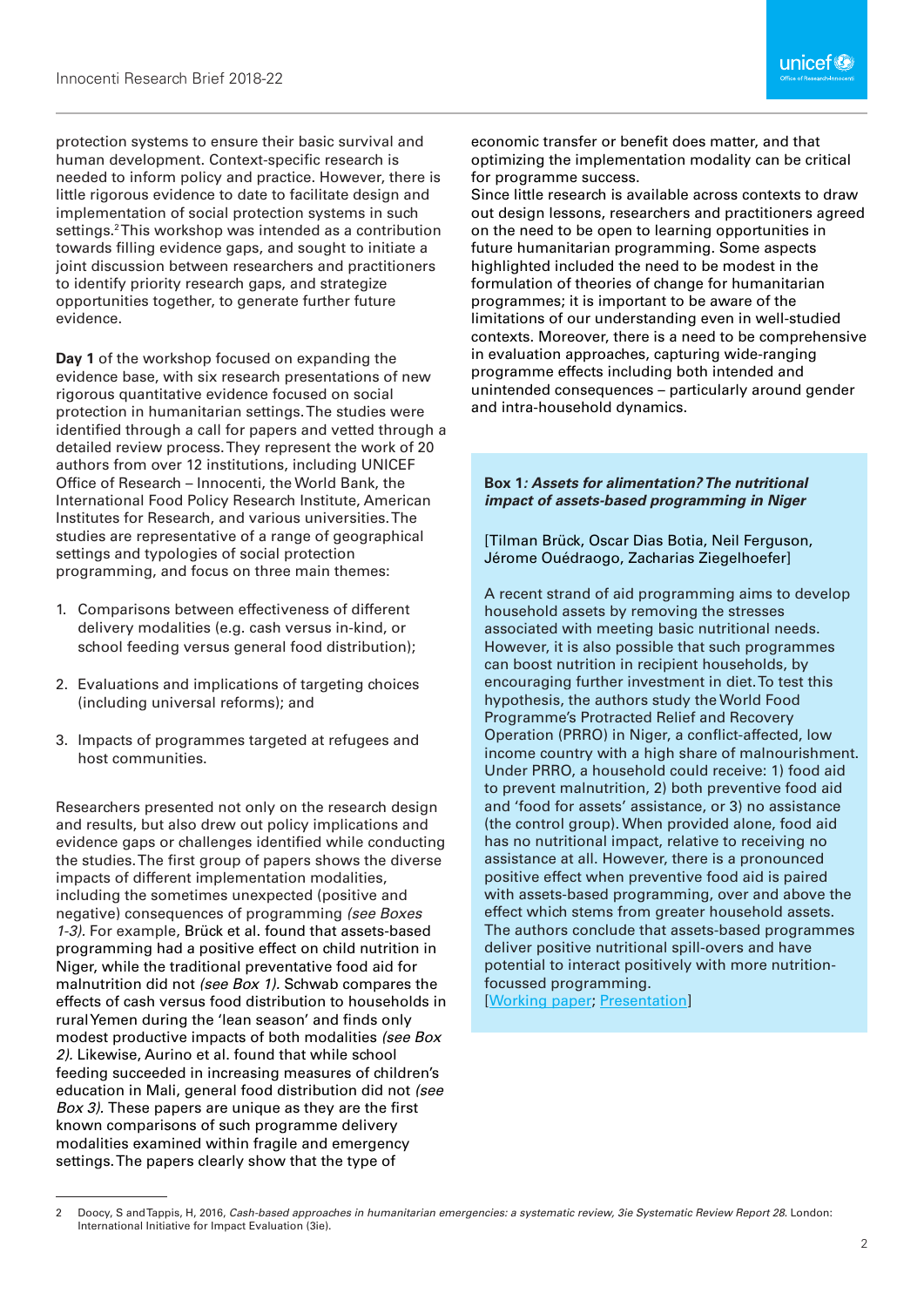protection systems to ensure their basic survival and human development. Context-specific research is needed to inform policy and practice. However, there is little rigorous evidence to date to facilitate design and implementation of social protection systems in such settings.[2] This workshop was intended as a contribution towards filling evidence gaps, and sought to initiate a joint discussion between researchers and practitioners to identify priority research gaps, and strategize opportunities together, to generate further future evidence.

**Day 1** of the workshop focused on expanding the evidence base, with six research presentations of new rigorous quantitative evidence focused on social protection in humanitarian settings. The studies were identified through a call for papers and vetted through a detailed review process. They represent the work of 20 authors from over 12 institutions, including UNICEF Office of Research – Innocenti, the World Bank, the International Food Policy Research Institute, American Institutes for Research, and various universities. The studies are representative of a range of geographical settings and typologies of social protection programming, and focus on three main themes:

1. Comparisons between effectiveness of different delivery modalities (e.g. cash versus in-kind, or school feeding versus general food distribution);
2. Evaluations and implications of targeting choices (including universal reforms); and
3. Impacts of programmes targeted at refugees and host communities.

Researchers presented not only on the research design and results, but also drew out policy implications and evidence gaps or challenges identified while conducting the studies. The first group of papers shows the diverse impacts of different implementation modalities, including the sometimes unexpected (positive and negative) consequences of programming *(see Boxes 1-3)*. For example, Brück et al. found that assets-based programming had a positive effect on child nutrition in Niger, while the traditional preventative food aid for malnutrition did not *(see Box 1)*. Schwab compares the effects of cash versus food distribution to households in rural Yemen during the 'lean season' and finds only modest productive impacts of both modalities *(see Box 2)*. Likewise, Aurino et al. found that while school feeding succeeded in increasing measures of children's education in Mali, general food distribution did not *(see Box 3)*. These papers are unique as they are the first known comparisons of such programme delivery modalities examined within fragile and emergency settings. The papers clearly show that the type of economic transfer or benefit does matter, and that optimizing the implementation modality can be critical for programme success.

Since little research is available across contexts to draw out design lessons, researchers and practitioners agreed on the need to be open to learning opportunities in future humanitarian programming. Some aspects highlighted included the need to be modest in the formulation of theories of change for humanitarian programmes; it is important to be aware of the limitations of our understanding even in well-studied contexts. Moreover, there is a need to be comprehensive in evaluation approaches, capturing wide-ranging programme effects including both intended and unintended consequences – particularly around gender and intra-household dynamics.

**Box 1*: Assets for alimentation? The nutritional impact of assets-based programming in Niger***

[Tilman Brück, Oscar Dias Botia, Neil Ferguson, Jérome Ouédraogo, Zacharias Ziegelhoefer]

A recent strand of aid programming aims to develop household assets by removing the stresses associated with meeting basic nutritional needs. However, it is also possible that such programmes can boost nutrition in recipient households, by encouraging further investment in diet. To test this hypothesis, the authors study the World Food Programme's Protracted Relief and Recovery Operation (PRRO) in Niger, a conflict-affected, low income country with a high share of malnourishment. Under PRRO, a household could receive: 1) food aid to prevent malnutrition, 2) both preventive food aid and 'food for assets' assistance, or 3) no assistance (the control group). When provided alone, food aid has no nutritional impact, relative to receiving no assistance at all. However, there is a pronounced positive effect when preventive food aid is paired with assets-based programming, over and above the effect which stems from greater household assets. The authors conclude that assets-based programmes deliver positive nutritional spill-overs and have potential to interact positively with more nutrition-focussed programming.
[Working paper; Presentation]

---

2 Doocy, S and Tappis, H, 2016, *Cash-based approaches in humanitarian emergencies: a systematic review, 3ie Systematic Review Report 28*. London: International Initiative for Impact Evaluation (3ie).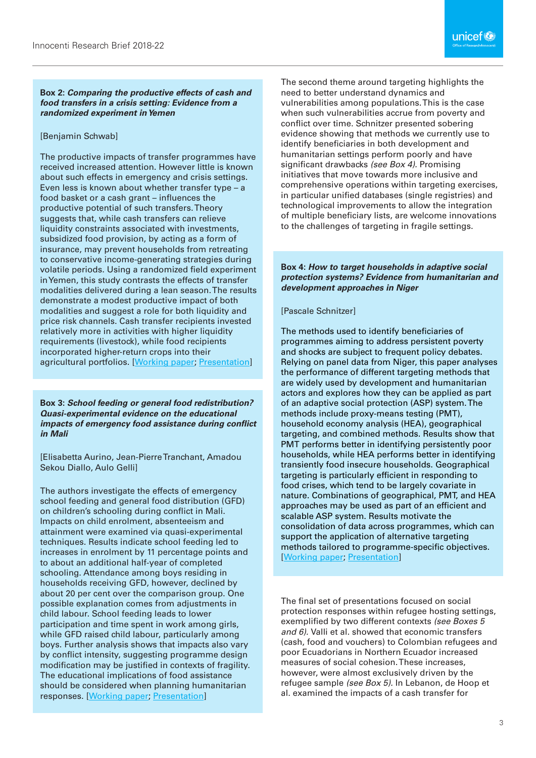**Box 2: *Comparing the productive effects of cash and food transfers in a crisis setting: Evidence from a randomized experiment in Yemen***

[Benjamin Schwab]

The productive impacts of transfer programmes have received increased attention. However little is known about such effects in emergency and crisis settings. Even less is known about whether transfer type – a food basket or a cash grant – influences the productive potential of such transfers. Theory suggests that, while cash transfers can relieve liquidity constraints associated with investments, subsidized food provision, by acting as a form of insurance, may prevent households from retreating to conservative income-generating strategies during volatile periods. Using a randomized field experiment in Yemen, this study contrasts the effects of transfer modalities delivered during a lean season. The results demonstrate a modest productive impact of both modalities and suggest a role for both liquidity and price risk channels. Cash transfer recipients invested relatively more in activities with higher liquidity requirements (livestock), while food recipients incorporated higher-return crops into their agricultural portfolios. [Working paper; Presentation]

**Box 3: *School feeding or general food redistribution? Quasi-experimental evidence on the educational impacts of emergency food assistance during conflict in Mali***

[Elisabetta Aurino, Jean-Pierre Tranchant, Amadou Sekou Diallo, Aulo Gelli]

The authors investigate the effects of emergency school feeding and general food distribution (GFD) on children's schooling during conflict in Mali. Impacts on child enrolment, absenteeism and attainment were examined via quasi-experimental techniques. Results indicate school feeding led to increases in enrolment by 11 percentage points and to about an additional half-year of completed schooling. Attendance among boys residing in households receiving GFD, however, declined by about 20 per cent over the comparison group. One possible explanation comes from adjustments in child labour. School feeding leads to lower participation and time spent in work among girls, while GFD raised child labour, particularly among boys. Further analysis shows that impacts also vary by conflict intensity, suggesting programme design modification may be justified in contexts of fragility. The educational implications of food assistance should be considered when planning humanitarian responses. [Working paper; Presentation]

The second theme around targeting highlights the need to better understand dynamics and vulnerabilities among populations. This is the case when such vulnerabilities accrue from poverty and conflict over time. Schnitzer presented sobering evidence showing that methods we currently use to identify beneficiaries in both development and humanitarian settings perform poorly and have significant drawbacks *(see Box 4)*. Promising initiatives that move towards more inclusive and comprehensive operations within targeting exercises, in particular unified databases (single registries) and technological improvements to allow the integration of multiple beneficiary lists, are welcome innovations to the challenges of targeting in fragile settings.

**Box 4: *How to target households in adaptive social protection systems? Evidence from humanitarian and development approaches in Niger***

[Pascale Schnitzer]

The methods used to identify beneficiaries of programmes aiming to address persistent poverty and shocks are subject to frequent policy debates. Relying on panel data from Niger, this paper analyses the performance of different targeting methods that are widely used by development and humanitarian actors and explores how they can be applied as part of an adaptive social protection (ASP) system. The methods include proxy-means testing (PMT), household economy analysis (HEA), geographical targeting, and combined methods. Results show that PMT performs better in identifying persistently poor households, while HEA performs better in identifying transiently food insecure households. Geographical targeting is particularly efficient in responding to food crises, which tend to be largely covariate in nature. Combinations of geographical, PMT, and HEA approaches may be used as part of an efficient and scalable ASP system. Results motivate the consolidation of data across programmes, which can support the application of alternative targeting methods tailored to programme-specific objectives. [Working paper; Presentation]

The final set of presentations focused on social protection responses within refugee hosting settings, exemplified by two different contexts *(see Boxes 5 and 6)*. Valli et al. showed that economic transfers (cash, food and vouchers) to Colombian refugees and poor Ecuadorians in Northern Ecuador increased measures of social cohesion. These increases, however, were almost exclusively driven by the refugee sample *(see Box 5)*. In Lebanon, de Hoop et al. examined the impacts of a cash transfer for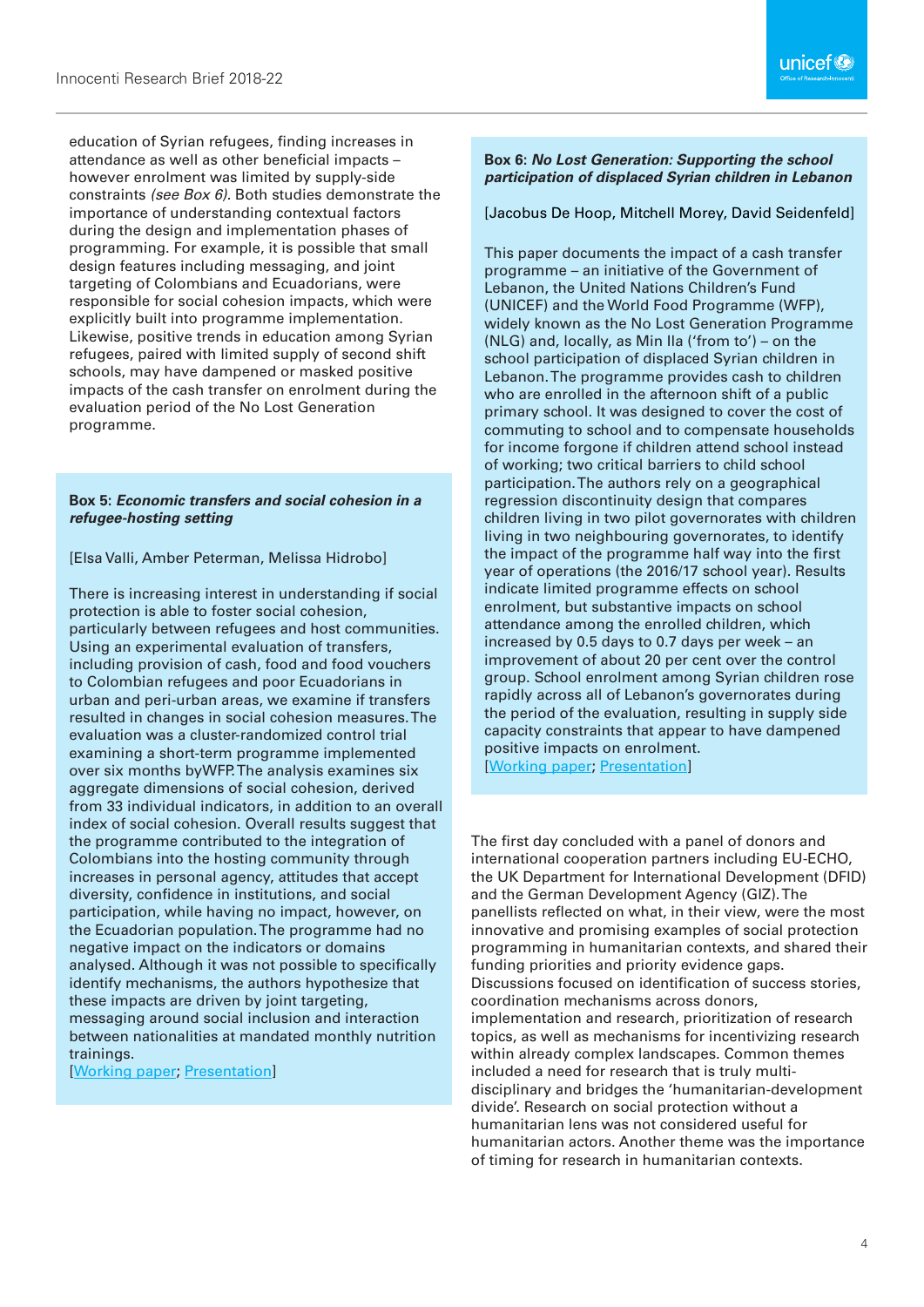education of Syrian refugees, finding increases in attendance as well as other beneficial impacts – however enrolment was limited by supply-side constraints *(see Box 6)*. Both studies demonstrate the importance of understanding contextual factors during the design and implementation phases of programming. For example, it is possible that small design features including messaging, and joint targeting of Colombians and Ecuadorians, were responsible for social cohesion impacts, which were explicitly built into programme implementation. Likewise, positive trends in education among Syrian refugees, paired with limited supply of second shift schools, may have dampened or masked positive impacts of the cash transfer on enrolment during the evaluation period of the No Lost Generation programme.

> **Box 5: *Economic transfers and social cohesion in a refugee-hosting setting***
>
> [Elsa Valli, Amber Peterman, Melissa Hidrobo]
>
> There is increasing interest in understanding if social protection is able to foster social cohesion, particularly between refugees and host communities. Using an experimental evaluation of transfers, including provision of cash, food and food vouchers to Colombian refugees and poor Ecuadorians in urban and peri-urban areas, we examine if transfers resulted in changes in social cohesion measures. The evaluation was a cluster-randomized control trial examining a short-term programme implemented over six months byWFP. The analysis examines six aggregate dimensions of social cohesion, derived from 33 individual indicators, in addition to an overall index of social cohesion. Overall results suggest that the programme contributed to the integration of Colombians into the hosting community through increases in personal agency, attitudes that accept diversity, confidence in institutions, and social participation, while having no impact, however, on the Ecuadorian population. The programme had no negative impact on the indicators or domains analysed. Although it was not possible to specifically identify mechanisms, the authors hypothesize that these impacts are driven by joint targeting, messaging around social inclusion and interaction between nationalities at mandated monthly nutrition trainings.
>
> [Working paper; Presentation]

> **Box 6: *No Lost Generation: Supporting the school participation of displaced Syrian children in Lebanon***
>
> [Jacobus De Hoop, Mitchell Morey, David Seidenfeld]
>
> This paper documents the impact of a cash transfer programme – an initiative of the Government of Lebanon, the United Nations Children's Fund (UNICEF) and the World Food Programme (WFP), widely known as the No Lost Generation Programme (NLG) and, locally, as Min Ila ('from to') – on the school participation of displaced Syrian children in Lebanon. The programme provides cash to children who are enrolled in the afternoon shift of a public primary school. It was designed to cover the cost of commuting to school and to compensate households for income forgone if children attend school instead of working; two critical barriers to child school participation. The authors rely on a geographical regression discontinuity design that compares children living in two pilot governorates with children living in two neighbouring governorates, to identify the impact of the programme half way into the first year of operations (the 2016/17 school year). Results indicate limited programme effects on school enrolment, but substantive impacts on school attendance among the enrolled children, which increased by 0.5 days to 0.7 days per week – an improvement of about 20 per cent over the control group. School enrolment among Syrian children rose rapidly across all of Lebanon's governorates during the period of the evaluation, resulting in supply side capacity constraints that appear to have dampened positive impacts on enrolment.
>
> [Working paper; Presentation]

The first day concluded with a panel of donors and international cooperation partners including EU-ECHO, the UK Department for International Development (DFID) and the German Development Agency (GIZ). The panellists reflected on what, in their view, were the most innovative and promising examples of social protection programming in humanitarian contexts, and shared their funding priorities and priority evidence gaps. Discussions focused on identification of success stories, coordination mechanisms across donors, implementation and research, prioritization of research topics, as well as mechanisms for incentivizing research within already complex landscapes. Common themes included a need for research that is truly multi-disciplinary and bridges the 'humanitarian-development divide'. Research on social protection without a humanitarian lens was not considered useful for humanitarian actors. Another theme was the importance of timing for research in humanitarian contexts.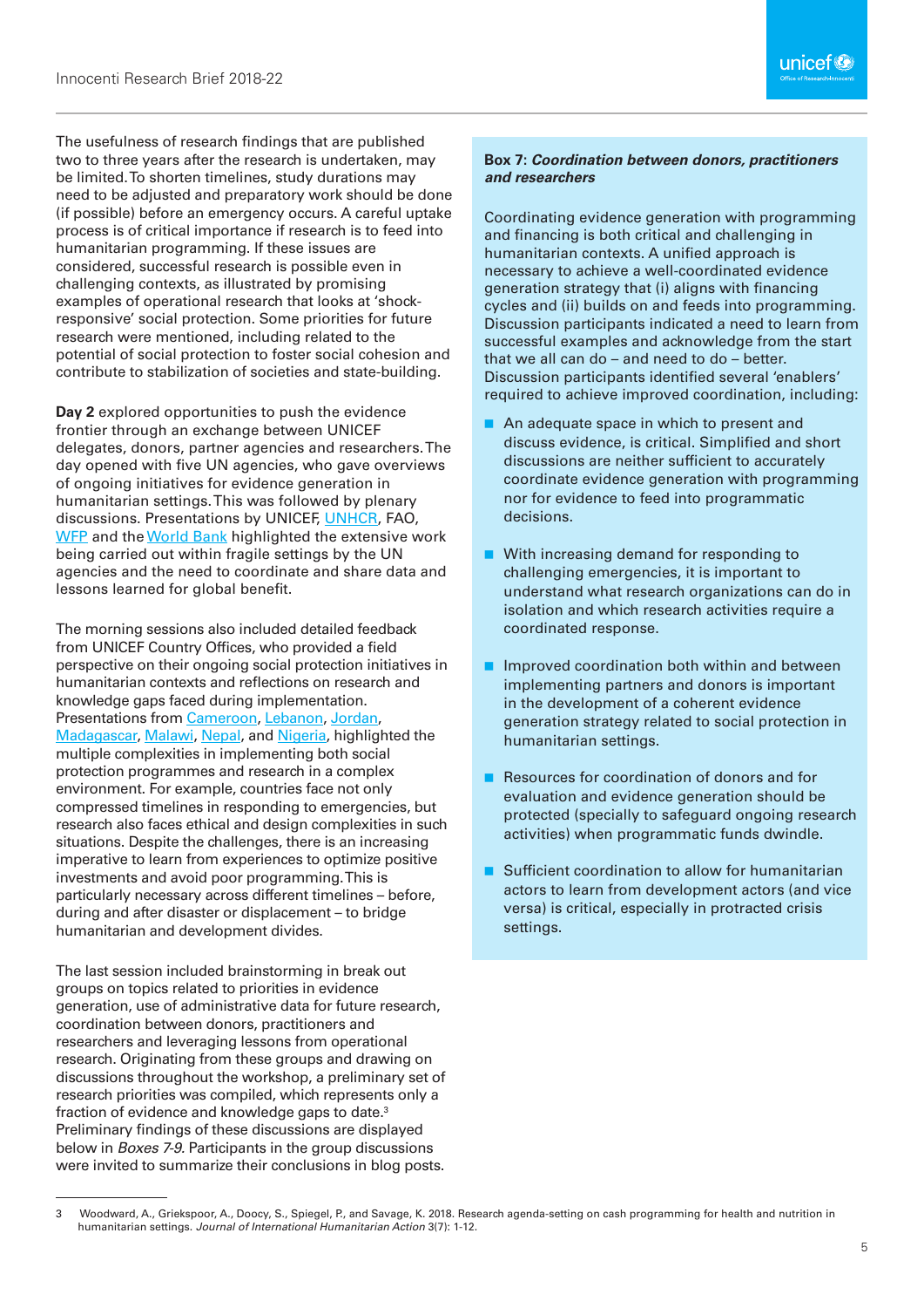The usefulness of research findings that are published two to three years after the research is undertaken, may be limited. To shorten timelines, study durations may need to be adjusted and preparatory work should be done (if possible) before an emergency occurs. A careful uptake process is of critical importance if research is to feed into humanitarian programming. If these issues are considered, successful research is possible even in challenging contexts, as illustrated by promising examples of operational research that looks at 'shock-responsive' social protection. Some priorities for future research were mentioned, including related to the potential of social protection to foster social cohesion and contribute to stabilization of societies and state-building.

**Day 2** explored opportunities to push the evidence frontier through an exchange between UNICEF delegates, donors, partner agencies and researchers. The day opened with five UN agencies, who gave overviews of ongoing initiatives for evidence generation in humanitarian settings. This was followed by plenary discussions. Presentations by UNICEF, UNHCR, FAO, WFP and the World Bank highlighted the extensive work being carried out within fragile settings by the UN agencies and the need to coordinate and share data and lessons learned for global benefit.

The morning sessions also included detailed feedback from UNICEF Country Offices, who provided a field perspective on their ongoing social protection initiatives in humanitarian contexts and reflections on research and knowledge gaps faced during implementation. Presentations from Cameroon, Lebanon, Jordan, Madagascar, Malawi, Nepal, and Nigeria, highlighted the multiple complexities in implementing both social protection programmes and research in a complex environment. For example, countries face not only compressed timelines in responding to emergencies, but research also faces ethical and design complexities in such situations. Despite the challenges, there is an increasing imperative to learn from experiences to optimize positive investments and avoid poor programming. This is particularly necessary across different timelines – before, during and after disaster or displacement – to bridge humanitarian and development divides.

The last session included brainstorming in break out groups on topics related to priorities in evidence generation, use of administrative data for future research, coordination between donors, practitioners and researchers and leveraging lessons from operational research. Originating from these groups and drawing on discussions throughout the workshop, a preliminary set of research priorities was compiled, which represents only a fraction of evidence and knowledge gaps to date.[3] Preliminary findings of these discussions are displayed below in *Boxes 7-9*. Participants in the group discussions were invited to summarize their conclusions in blog posts.

**Box 7: *Coordination between donors, practitioners and researchers***

Coordinating evidence generation with programming and financing is both critical and challenging in humanitarian contexts. A unified approach is necessary to achieve a well-coordinated evidence generation strategy that (i) aligns with financing cycles and (ii) builds on and feeds into programming. Discussion participants indicated a need to learn from successful examples and acknowledge from the start that we all can do – and need to do – better. Discussion participants identified several 'enablers' required to achieve improved coordination, including:

- An adequate space in which to present and discuss evidence, is critical. Simplified and short discussions are neither sufficient to accurately coordinate evidence generation with programming nor for evidence to feed into programmatic decisions.
- With increasing demand for responding to challenging emergencies, it is important to understand what research organizations can do in isolation and which research activities require a coordinated response.
- Improved coordination both within and between implementing partners and donors is important in the development of a coherent evidence generation strategy related to social protection in humanitarian settings.
- Resources for coordination of donors and for evaluation and evidence generation should be protected (specially to safeguard ongoing research activities) when programmatic funds dwindle.
- Sufficient coordination to allow for humanitarian actors to learn from development actors (and vice versa) is critical, especially in protracted crisis settings.

---

3 Woodward, A., Griekspoor, A., Doocy, S., Spiegel, P., and Savage, K. 2018. Research agenda-setting on cash programming for health and nutrition in humanitarian settings. *Journal of International Humanitarian Action* 3(7): 1-12.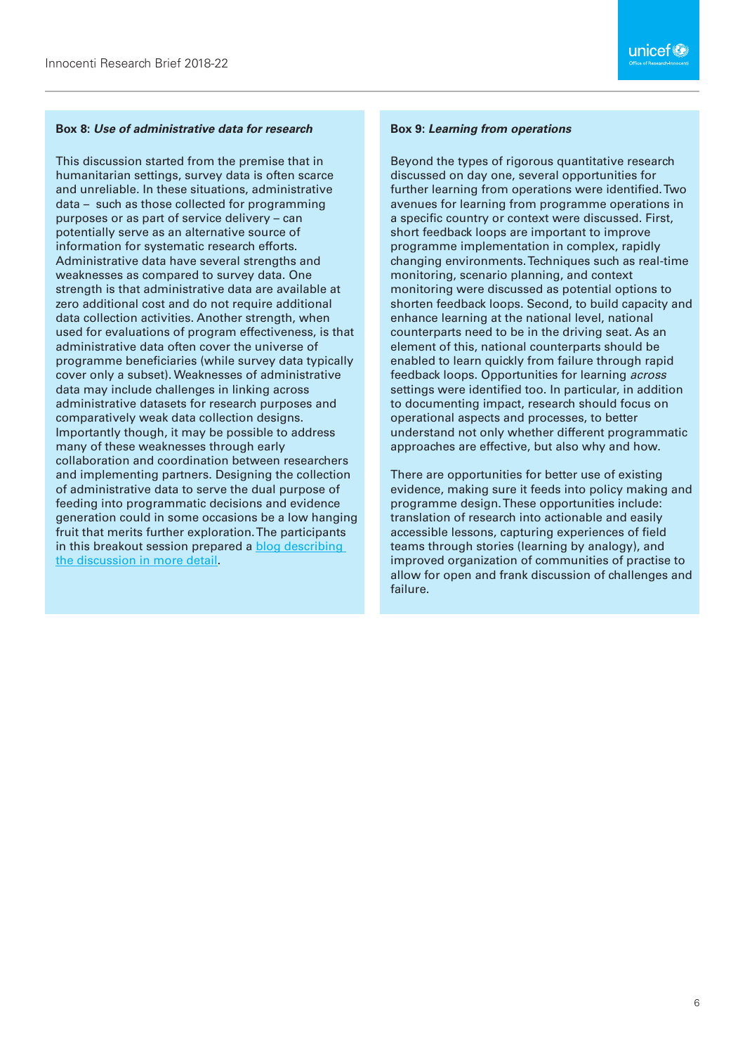### Box 8: *Use of administrative data for research*

This discussion started from the premise that in humanitarian settings, survey data is often scarce and unreliable. In these situations, administrative data – such as those collected for programming purposes or as part of service delivery – can potentially serve as an alternative source of information for systematic research efforts. Administrative data have several strengths and weaknesses as compared to survey data. One strength is that administrative data are available at zero additional cost and do not require additional data collection activities. Another strength, when used for evaluations of program effectiveness, is that administrative data often cover the universe of programme beneficiaries (while survey data typically cover only a subset). Weaknesses of administrative data may include challenges in linking across administrative datasets for research purposes and comparatively weak data collection designs. Importantly though, it may be possible to address many of these weaknesses through early collaboration and coordination between researchers and implementing partners. Designing the collection of administrative data to serve the dual purpose of feeding into programmatic decisions and evidence generation could in some occasions be a low hanging fruit that merits further exploration. The participants in this breakout session prepared a [blog describing the discussion in more detail](#).

### Box 9: *Learning from operations*

Beyond the types of rigorous quantitative research discussed on day one, several opportunities for further learning from operations were identified. Two avenues for learning from programme operations in a specific country or context were discussed. First, short feedback loops are important to improve programme implementation in complex, rapidly changing environments. Techniques such as real-time monitoring, scenario planning, and context monitoring were discussed as potential options to shorten feedback loops. Second, to build capacity and enhance learning at the national level, national counterparts need to be in the driving seat. As an element of this, national counterparts should be enabled to learn quickly from failure through rapid feedback loops. Opportunities for learning *across* settings were identified too. In particular, in addition to documenting impact, research should focus on operational aspects and processes, to better understand not only whether different programmatic approaches are effective, but also why and how.

There are opportunities for better use of existing evidence, making sure it feeds into policy making and programme design. These opportunities include: translation of research into actionable and easily accessible lessons, capturing experiences of field teams through stories (learning by analogy), and improved organization of communities of practise to allow for open and frank discussion of challenges and failure.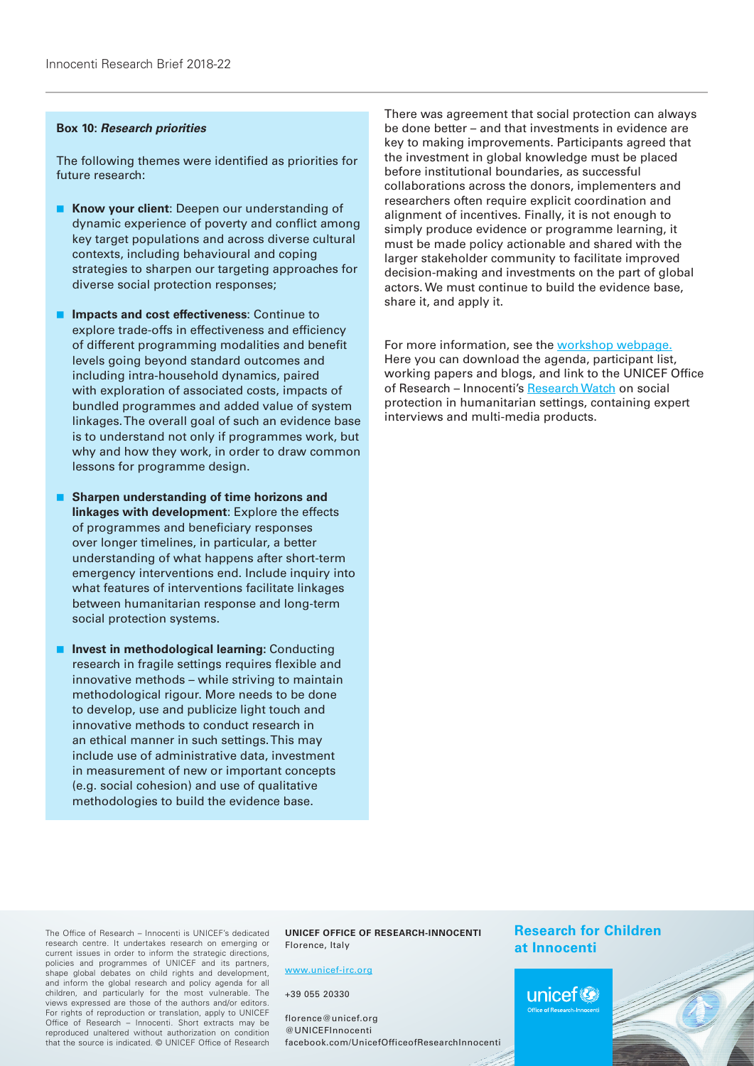**Box 10: *Research priorities***

The following themes were identified as priorities for future research:

- **Know your client**: Deepen our understanding of dynamic experience of poverty and conflict among key target populations and across diverse cultural contexts, including behavioural and coping strategies to sharpen our targeting approaches for diverse social protection responses;
- **Impacts and cost effectiveness**: Continue to explore trade-offs in effectiveness and efficiency of different programming modalities and benefit levels going beyond standard outcomes and including intra-household dynamics, paired with exploration of associated costs, impacts of bundled programmes and added value of system linkages. The overall goal of such an evidence base is to understand not only if programmes work, but why and how they work, in order to draw common lessons for programme design.
- **Sharpen understanding of time horizons and linkages with development**: Explore the effects of programmes and beneficiary responses over longer timelines, in particular, a better understanding of what happens after short-term emergency interventions end. Include inquiry into what features of interventions facilitate linkages between humanitarian response and long-term social protection systems.
- **Invest in methodological learning:** Conducting research in fragile settings requires flexible and innovative methods – while striving to maintain methodological rigour. More needs to be done to develop, use and publicize light touch and innovative methods to conduct research in an ethical manner in such settings. This may include use of administrative data, investment in measurement of new or important concepts (e.g. social cohesion) and use of qualitative methodologies to build the evidence base.

There was agreement that social protection can always be done better – and that investments in evidence are key to making improvements. Participants agreed that the investment in global knowledge must be placed before institutional boundaries, as successful collaborations across the donors, implementers and researchers often require explicit coordination and alignment of incentives. Finally, it is not enough to simply produce evidence or programme learning, it must be made policy actionable and shared with the larger stakeholder community to facilitate improved decision-making and investments on the part of global actors. We must continue to build the evidence base, share it, and apply it.

For more information, see the workshop webpage. Here you can download the agenda, participant list, working papers and blogs, and link to the UNICEF Office of Research – Innocenti's Research Watch on social protection in humanitarian settings, containing expert interviews and multi-media products.

The Office of Research – Innocenti is UNICEF's dedicated research centre. It undertakes research on emerging or current issues in order to inform the strategic directions, policies and programmes of UNICEF and its partners, shape global debates on child rights and development, and inform the global research and policy agenda for all children, and particularly for the most vulnerable. The views expressed are those of the authors and/or editors. For rights of reproduction or translation, apply to UNICEF Office of Research – Innocenti. Short extracts may be reproduced unaltered without authorization on condition that the source is indicated. © UNICEF Office of Research

**UNICEF OFFICE OF RESEARCH-INNOCENTI**
Florence, Italy

www.unicef-irc.org

+39 055 20330

florence@unicef.org
@UNICEFInnocenti
facebook.com/UnicefOfficeofResearchInnocenti

**Research for Children at Innocenti**